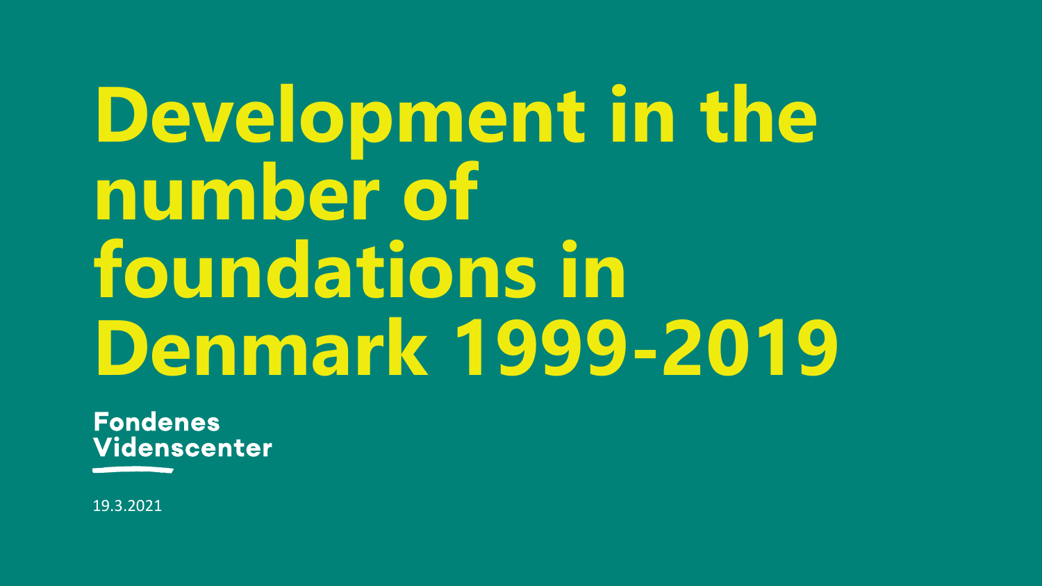# Development in the number of foundations in Denmark 1999-2019

Fondenes Videnscenter

19.3.2021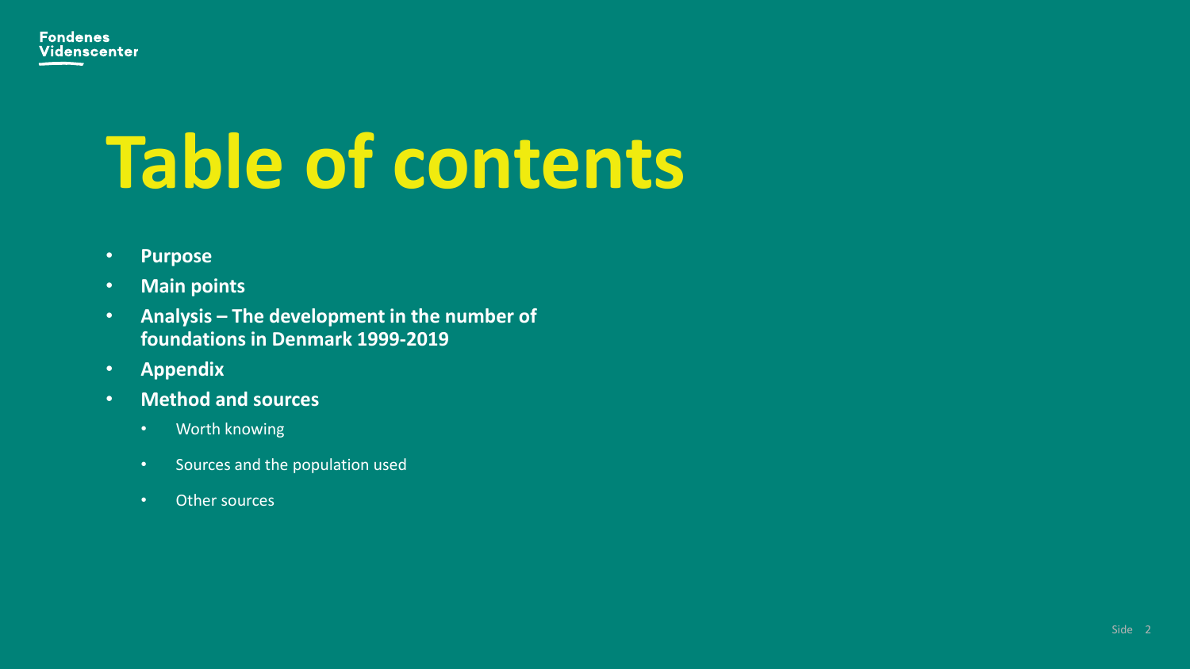# Table of contents

- **Purpose**
- **Main points**
- **Analysis – The development in the number of foundations in Denmark 1999-2019**
- **Appendix**
- **Method and sources**
  - Worth knowing
  - Sources and the population used
  - Other sources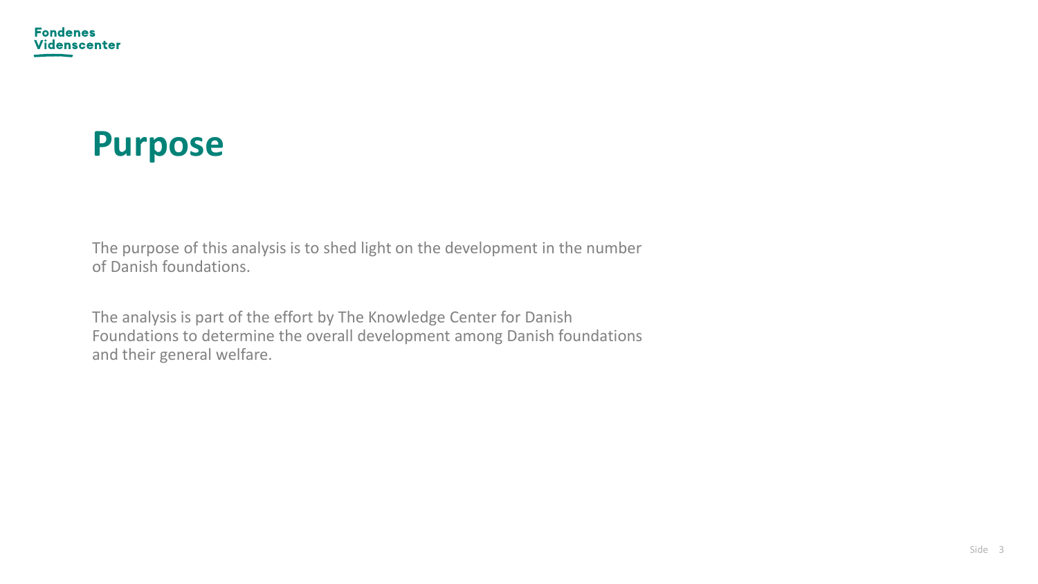# Purpose

The purpose of this analysis is to shed light on the development in the number of Danish foundations.

The analysis is part of the effort by The Knowledge Center for Danish Foundations to determine the overall development among Danish foundations and their general welfare.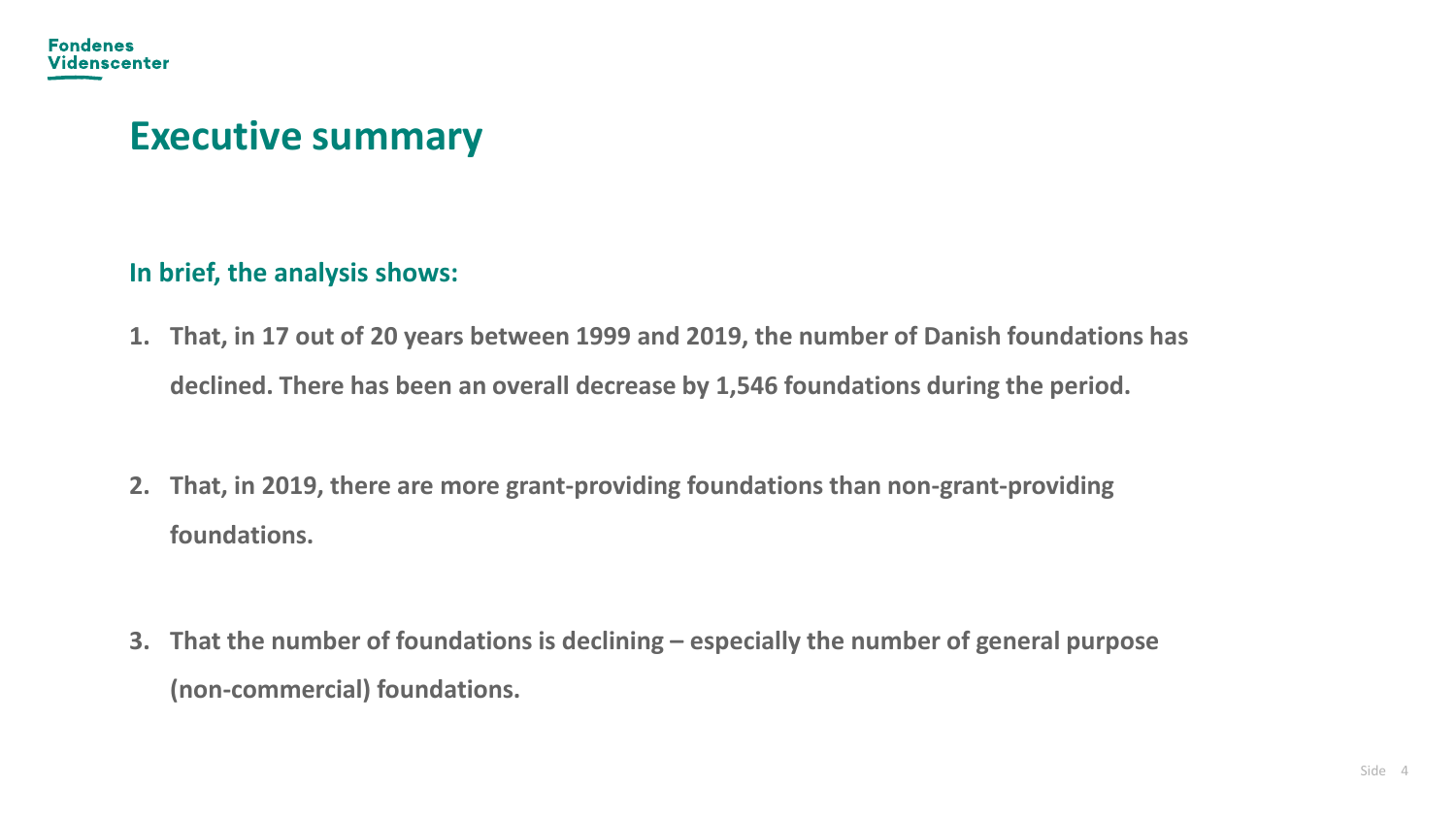# Executive summary

**In brief, the analysis shows:**

1. **That, in 17 out of 20 years between 1999 and 2019, the number of Danish foundations has declined. There has been an overall decrease by 1,546 foundations during the period.**

2. **That, in 2019, there are more grant-providing foundations than non-grant-providing foundations.**

3. **That the number of foundations is declining – especially the number of general purpose (non-commercial) foundations.**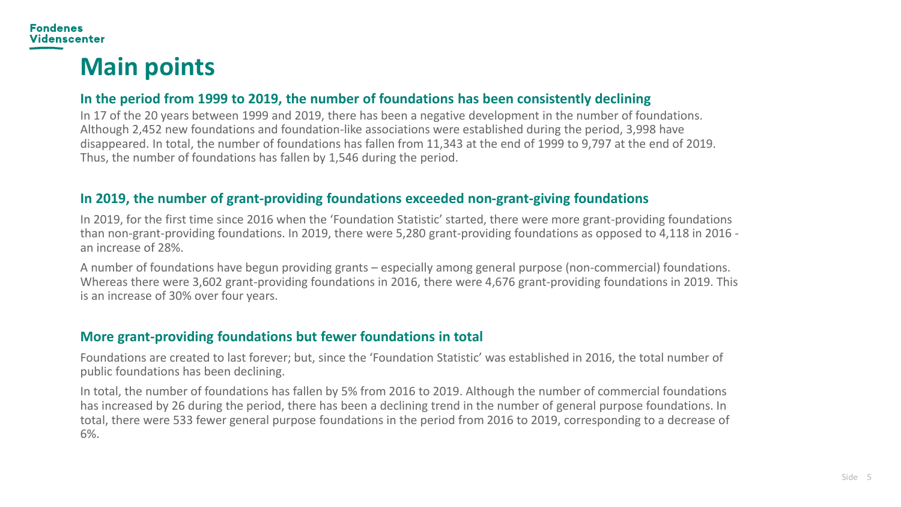# Main points

## In the period from 1999 to 2019, the number of foundations has been consistently declining

In 17 of the 20 years between 1999 and 2019, there has been a negative development in the number of foundations. Although 2,452 new foundations and foundation-like associations were established during the period, 3,998 have disappeared. In total, the number of foundations has fallen from 11,343 at the end of 1999 to 9,797 at the end of 2019. Thus, the number of foundations has fallen by 1,546 during the period.

## In 2019, the number of grant-providing foundations exceeded non-grant-giving foundations

In 2019, for the first time since 2016 when the 'Foundation Statistic' started, there were more grant-providing foundations than non-grant-providing foundations. In 2019, there were 5,280 grant-providing foundations as opposed to 4,118 in 2016 - an increase of 28%.

A number of foundations have begun providing grants – especially among general purpose (non-commercial) foundations. Whereas there were 3,602 grant-providing foundations in 2016, there were 4,676 grant-providing foundations in 2019. This is an increase of 30% over four years.

## More grant-providing foundations but fewer foundations in total

Foundations are created to last forever; but, since the 'Foundation Statistic' was established in 2016, the total number of public foundations has been declining.

In total, the number of foundations has fallen by 5% from 2016 to 2019. Although the number of commercial foundations has increased by 26 during the period, there has been a declining trend in the number of general purpose foundations. In total, there were 533 fewer general purpose foundations in the period from 2016 to 2019, corresponding to a decrease of 6%.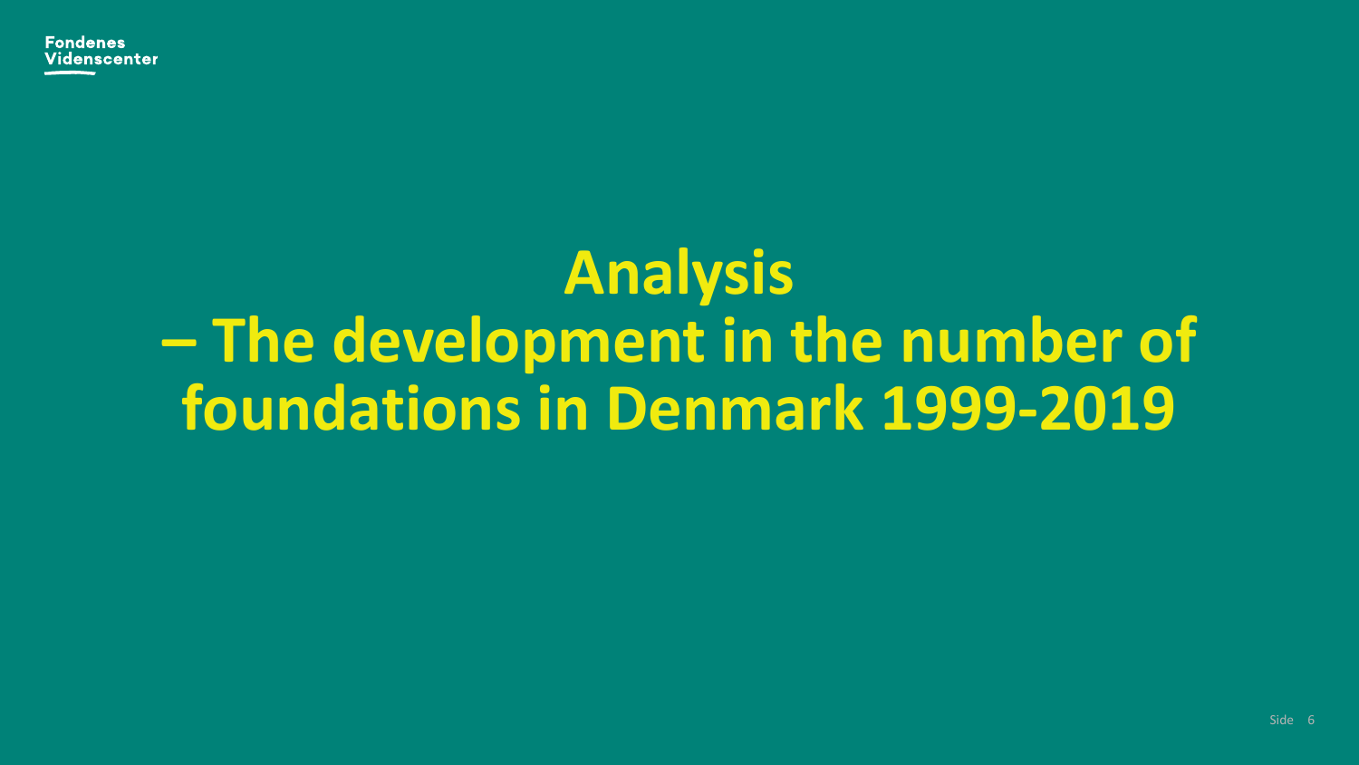# Analysis – The development in the number of foundations in Denmark 1999-2019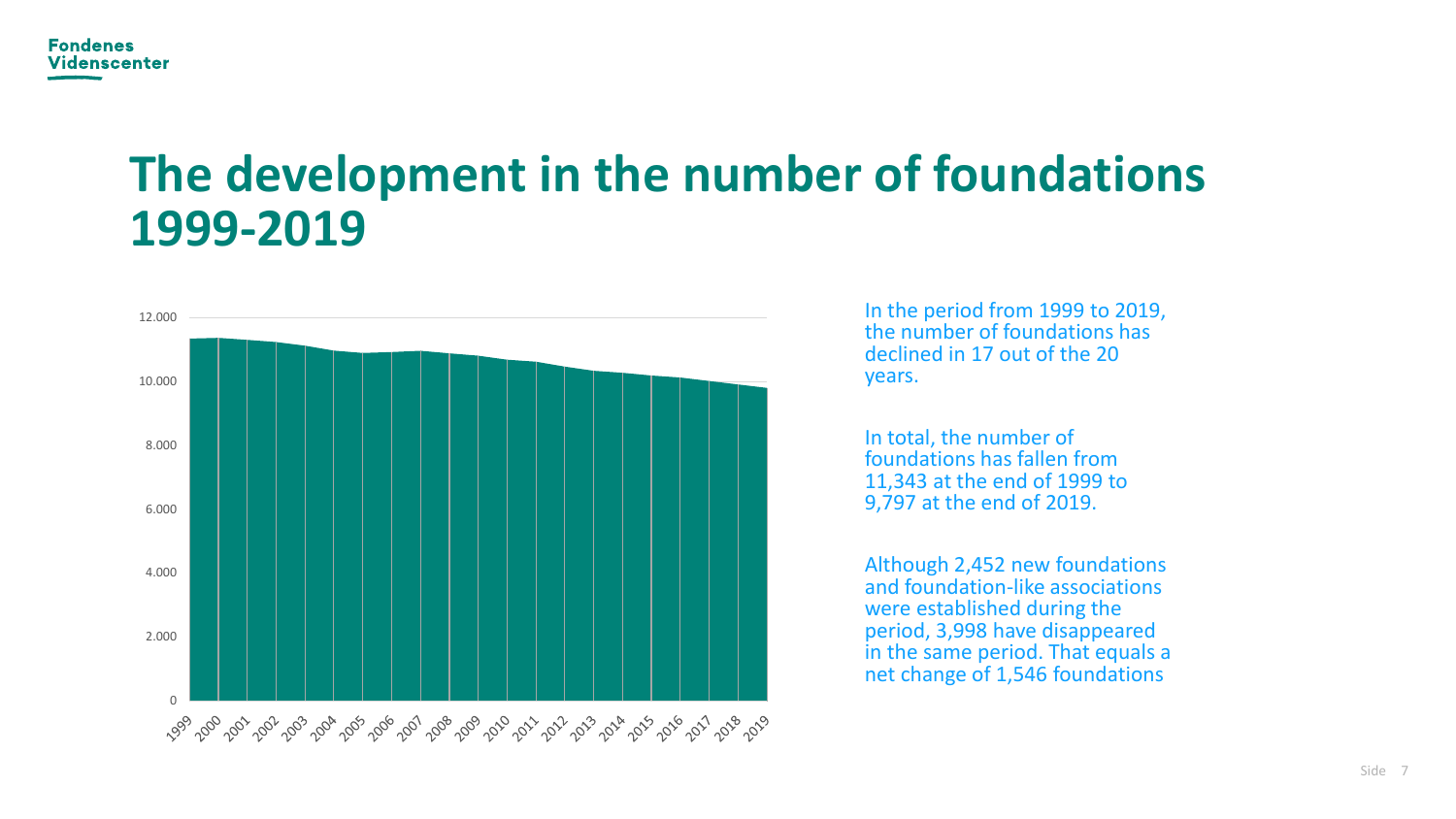# The development in the number of foundations 1999-2019

In the period from 1999 to 2019, the number of foundations has declined in 17 out of the 20 years.

In total, the number of foundations has fallen from 11,343 at the end of 1999 to 9,797 at the end of 2019.

Although 2,452 new foundations and foundation-like associations were established during the period, 3,998 have disappeared in the same period. That equals a net change of 1,546 foundations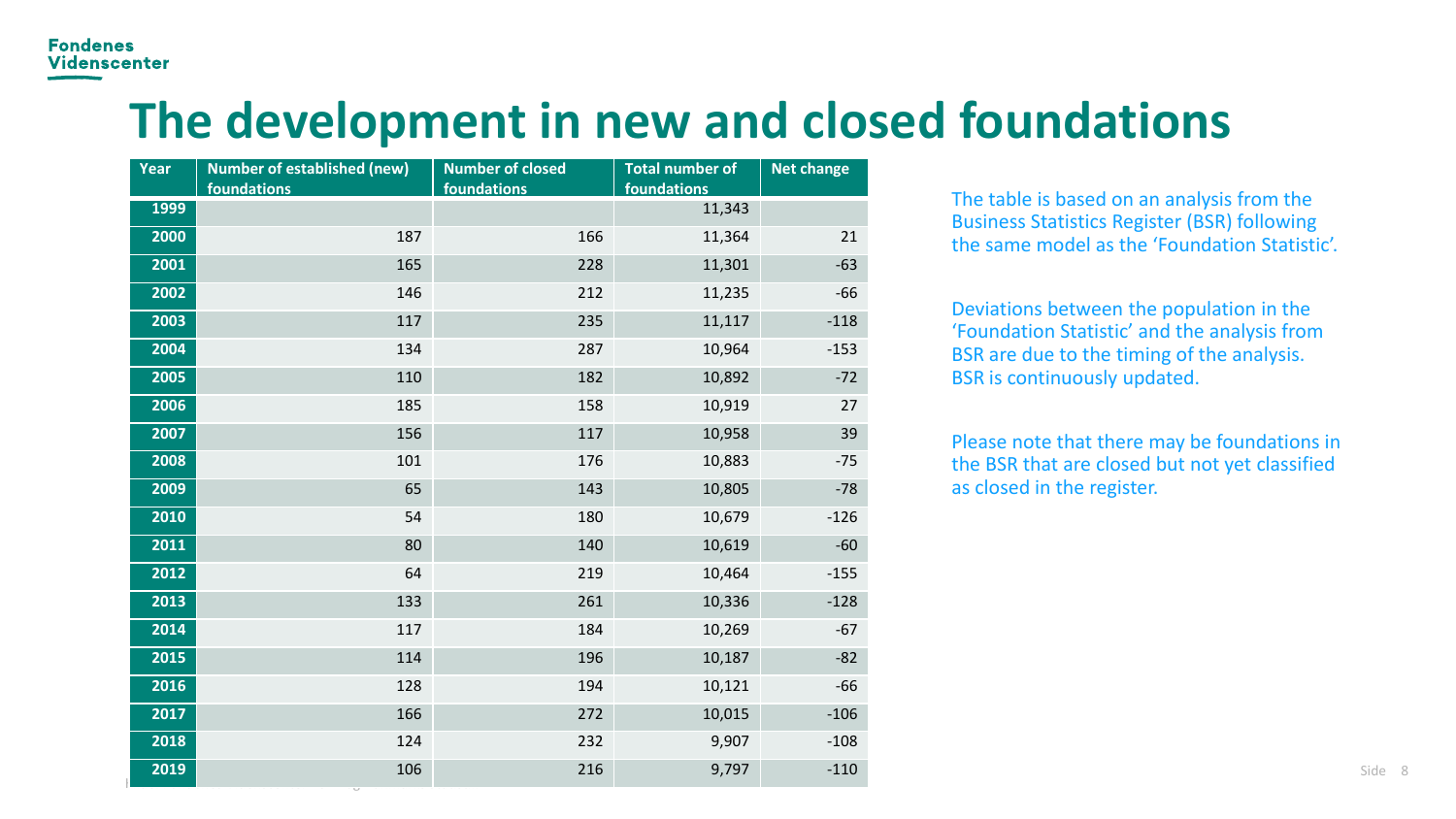Fondenes Videnscenter

# The development in new and closed foundations

| Year | Number of established (new) foundations | Number of closed foundations | Total number of foundations | Net change |
|---|---|---|---|---|
| 1999 | | | 11,343 | |
| 2000 | 187 | 166 | 11,364 | 21 |
| 2001 | 165 | 228 | 11,301 | -63 |
| 2002 | 146 | 212 | 11,235 | -66 |
| 2003 | 117 | 235 | 11,117 | -118 |
| 2004 | 134 | 287 | 10,964 | -153 |
| 2005 | 110 | 182 | 10,892 | -72 |
| 2006 | 185 | 158 | 10,919 | 27 |
| 2007 | 156 | 117 | 10,958 | 39 |
| 2008 | 101 | 176 | 10,883 | -75 |
| 2009 | 65 | 143 | 10,805 | -78 |
| 2010 | 54 | 180 | 10,679 | -126 |
| 2011 | 80 | 140 | 10,619 | -60 |
| 2012 | 64 | 219 | 10,464 | -155 |
| 2013 | 133 | 261 | 10,336 | -128 |
| 2014 | 117 | 184 | 10,269 | -67 |
| 2015 | 114 | 196 | 10,187 | -82 |
| 2016 | 128 | 194 | 10,121 | -66 |
| 2017 | 166 | 272 | 10,015 | -106 |
| 2018 | 124 | 232 | 9,907 | -108 |
| 2019 | 106 | 216 | 9,797 | -110 |

The table is based on an analysis from the Business Statistics Register (BSR) following the same model as the 'Foundation Statistic'.

Deviations between the population in the 'Foundation Statistic' and the analysis from BSR are due to the timing of the analysis. BSR is continuously updated.

Please note that there may be foundations in the BSR that are closed but not yet classified as closed in the register.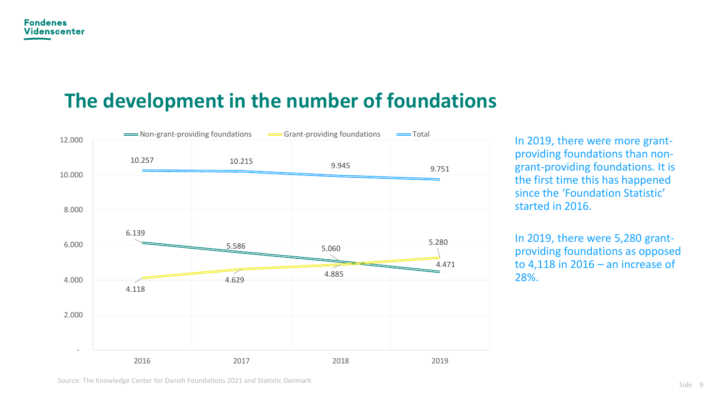# The development in the number of foundations

| | 2016 | 2017 | 2018 | 2019 |
|---|---|---|---|---|
| Non-grant-providing foundations | 6.139 | 5.586 | 5.060 | 4.471 |
| Grant-providing foundations | 4.118 | 4.629 | 4.885 | 5.280 |
| Total | 10.257 | 10.215 | 9.945 | 9.751 |

In 2019, there were more grant-providing foundations than non-grant-providing foundations. It is the first time this has happened since the 'Foundation Statistic' started in 2016.

In 2019, there were 5,280 grant-providing foundations as opposed to 4,118 in 2016 – an increase of 28%.

Source: The Knowledge Center for Danish Foundations 2021 and Statistic Denmark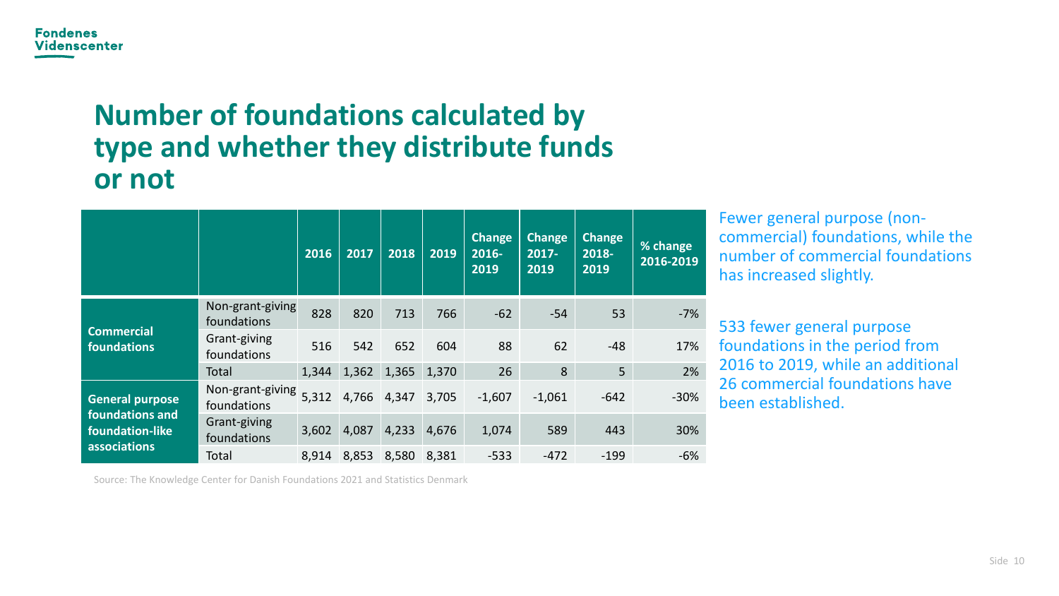# Number of foundations calculated by type and whether they distribute funds or not

| | | 2016 | 2017 | 2018 | 2019 | Change 2016-2019 | Change 2017-2019 | Change 2018-2019 | % change 2016-2019 |
|---|---|---|---|---|---|---|---|---|---|
| **Commercial foundations** | Non-grant-giving foundations | 828 | 820 | 713 | 766 | -62 | -54 | 53 | -7% |
| | Grant-giving foundations | 516 | 542 | 652 | 604 | 88 | 62 | -48 | 17% |
| | Total | 1,344 | 1,362 | 1,365 | 1,370 | 26 | 8 | 5 | 2% |
| **General purpose foundations and foundation-like associations** | Non-grant-giving foundations | 5,312 | 4,766 | 4,347 | 3,705 | -1,607 | -1,061 | -642 | -30% |
| | Grant-giving foundations | 3,602 | 4,087 | 4,233 | 4,676 | 1,074 | 589 | 443 | 30% |
| | Total | 8,914 | 8,853 | 8,580 | 8,381 | -533 | -472 | -199 | -6% |

Source: The Knowledge Center for Danish Foundations 2021 and Statistics Denmark

Fewer general purpose (non-commercial) foundations, while the number of commercial foundations has increased slightly.

533 fewer general purpose foundations in the period from 2016 to 2019, while an additional 26 commercial foundations have been established.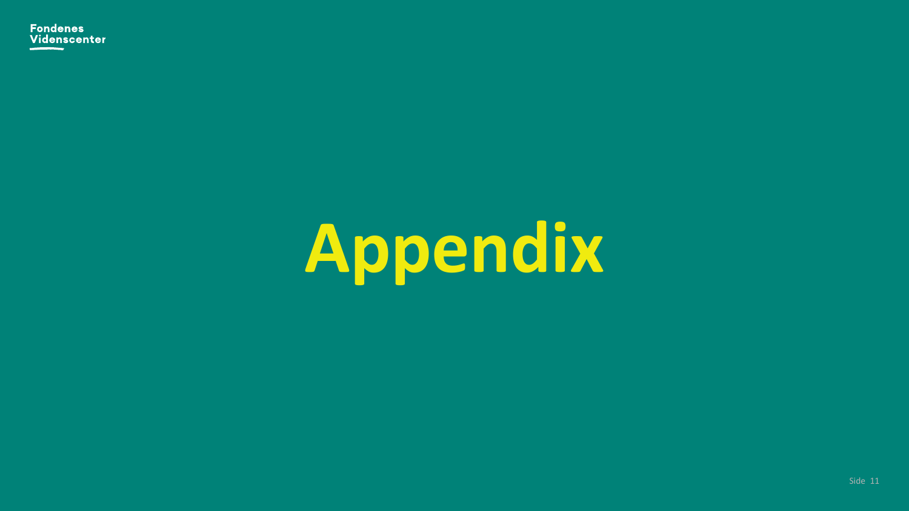# Appendix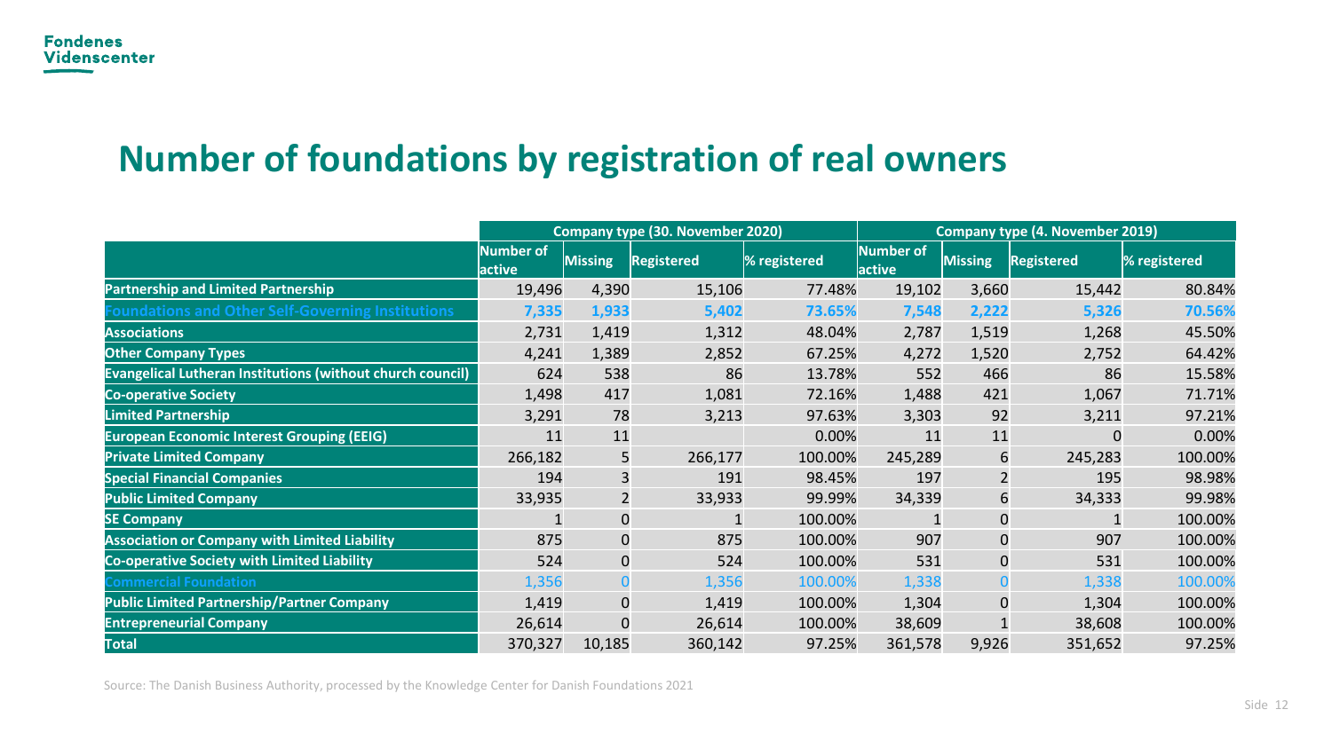## Number of foundations by registration of real owners

| | Company type (30. November 2020) | | | | Company type (4. November 2019) | | | |
|---|---|---|---|---|---|---|---|---|
| | Number of active | Missing | Registered | % registered | Number of active | Missing | Registered | % registered |
| Partnership and Limited Partnership | 19,496 | 4,390 | 15,106 | 77.48% | 19,102 | 3,660 | 15,442 | 80.84% |
| Foundations and Other Self-Governing Institutions | 7,335 | 1,933 | 5,402 | 73.65% | 7,548 | 2,222 | 5,326 | 70.56% |
| Associations | 2,731 | 1,419 | 1,312 | 48.04% | 2,787 | 1,519 | 1,268 | 45.50% |
| Other Company Types | 4,241 | 1,389 | 2,852 | 67.25% | 4,272 | 1,520 | 2,752 | 64.42% |
| Evangelical Lutheran Institutions (without church council) | 624 | 538 | 86 | 13.78% | 552 | 466 | 86 | 15.58% |
| Co-operative Society | 1,498 | 417 | 1,081 | 72.16% | 1,488 | 421 | 1,067 | 71.71% |
| Limited Partnership | 3,291 | 78 | 3,213 | 97.63% | 3,303 | 92 | 3,211 | 97.21% |
| European Economic Interest Grouping (EEIG) | 11 | 11 | | 0.00% | 11 | 11 | 0 | 0.00% |
| Private Limited Company | 266,182 | 5 | 266,177 | 100.00% | 245,289 | 6 | 245,283 | 100.00% |
| Special Financial Companies | 194 | 3 | 191 | 98.45% | 197 | 2 | 195 | 98.98% |
| Public Limited Company | 33,935 | 2 | 33,933 | 99.99% | 34,339 | 6 | 34,333 | 99.98% |
| SE Company | 1 | 0 | 1 | 100.00% | 1 | 0 | 1 | 100.00% |
| Association or Company with Limited Liability | 875 | 0 | 875 | 100.00% | 907 | 0 | 907 | 100.00% |
| Co-operative Society with Limited Liability | 524 | 0 | 524 | 100.00% | 531 | 0 | 531 | 100.00% |
| Commercial Foundation | 1,356 | 0 | 1,356 | 100.00% | 1,338 | 0 | 1,338 | 100.00% |
| Public Limited Partnership/Partner Company | 1,419 | 0 | 1,419 | 100.00% | 1,304 | 0 | 1,304 | 100.00% |
| Entrepreneurial Company | 26,614 | 0 | 26,614 | 100.00% | 38,609 | 1 | 38,608 | 100.00% |
| Total | 370,327 | 10,185 | 360,142 | 97.25% | 361,578 | 9,926 | 351,652 | 97.25% |

Source: The Danish Business Authority, processed by the Knowledge Center for Danish Foundations 2021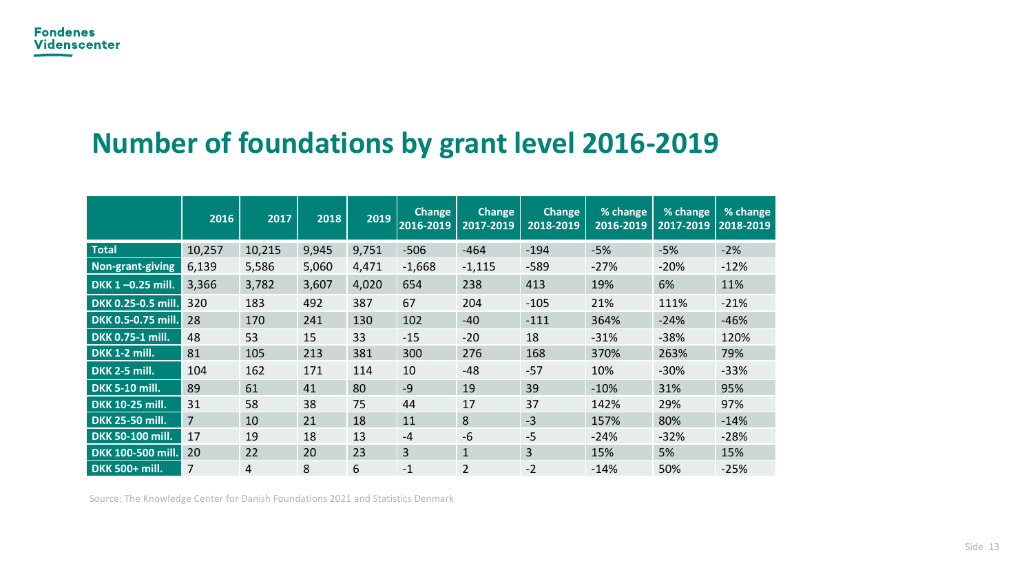# Number of foundations by grant level 2016-2019

| | 2016 | 2017 | 2018 | 2019 | Change 2016-2019 | Change 2017-2019 | Change 2018-2019 | % change 2016-2019 | % change 2017-2019 | % change 2018-2019 |
|---|---|---|---|---|---|---|---|---|---|---|
| **Total** | 10,257 | 10,215 | 9,945 | 9,751 | -506 | -464 | -194 | -5% | -5% | -2% |
| **Non-grant-giving** | 6,139 | 5,586 | 5,060 | 4,471 | -1,668 | -1,115 | -589 | -27% | -20% | -12% |
| **DKK 1 –0.25 mill.** | 3,366 | 3,782 | 3,607 | 4,020 | 654 | 238 | 413 | 19% | 6% | 11% |
| **DKK 0.25-0.5 mill.** | 320 | 183 | 492 | 387 | 67 | 204 | -105 | 21% | 111% | -21% |
| **DKK 0.5-0.75 mill.** | 28 | 170 | 241 | 130 | 102 | -40 | -111 | 364% | -24% | -46% |
| **DKK 0.75-1 mill.** | 48 | 53 | 15 | 33 | -15 | -20 | 18 | -31% | -38% | 120% |
| **DKK 1-2 mill.** | 81 | 105 | 213 | 381 | 300 | 276 | 168 | 370% | 263% | 79% |
| **DKK 2-5 mill.** | 104 | 162 | 171 | 114 | 10 | -48 | -57 | 10% | -30% | -33% |
| **DKK 5-10 mill.** | 89 | 61 | 41 | 80 | -9 | 19 | 39 | -10% | 31% | 95% |
| **DKK 10-25 mill.** | 31 | 58 | 38 | 75 | 44 | 17 | 37 | 142% | 29% | 97% |
| **DKK 25-50 mill.** | 7 | 10 | 21 | 18 | 11 | 8 | -3 | 157% | 80% | -14% |
| **DKK 50-100 mill.** | 17 | 19 | 18 | 13 | -4 | -6 | -5 | -24% | -32% | -28% |
| **DKK 100-500 mill.** | 20 | 22 | 20 | 23 | 3 | 1 | 3 | 15% | 5% | 15% |
| **DKK 500+ mill.** | 7 | 4 | 8 | 6 | -1 | 2 | -2 | -14% | 50% | -25% |

Source: The Knowledge Center for Danish Foundations 2021 and Statistics Denmark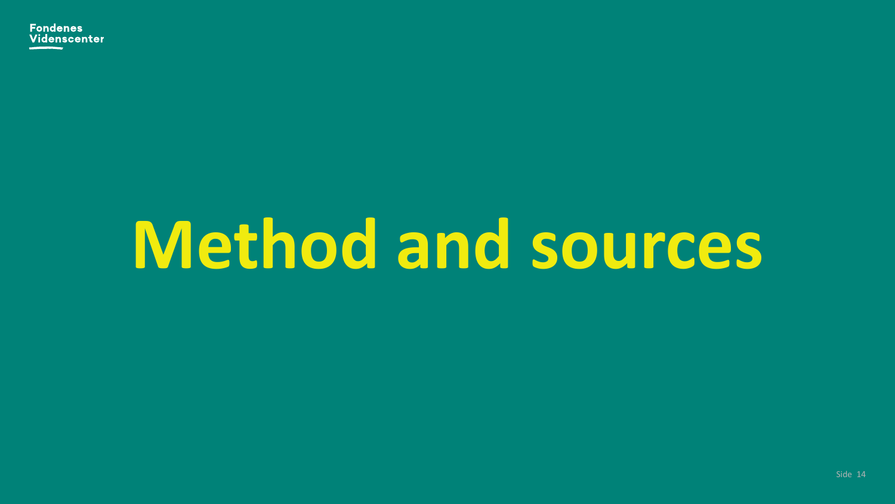# Method and sources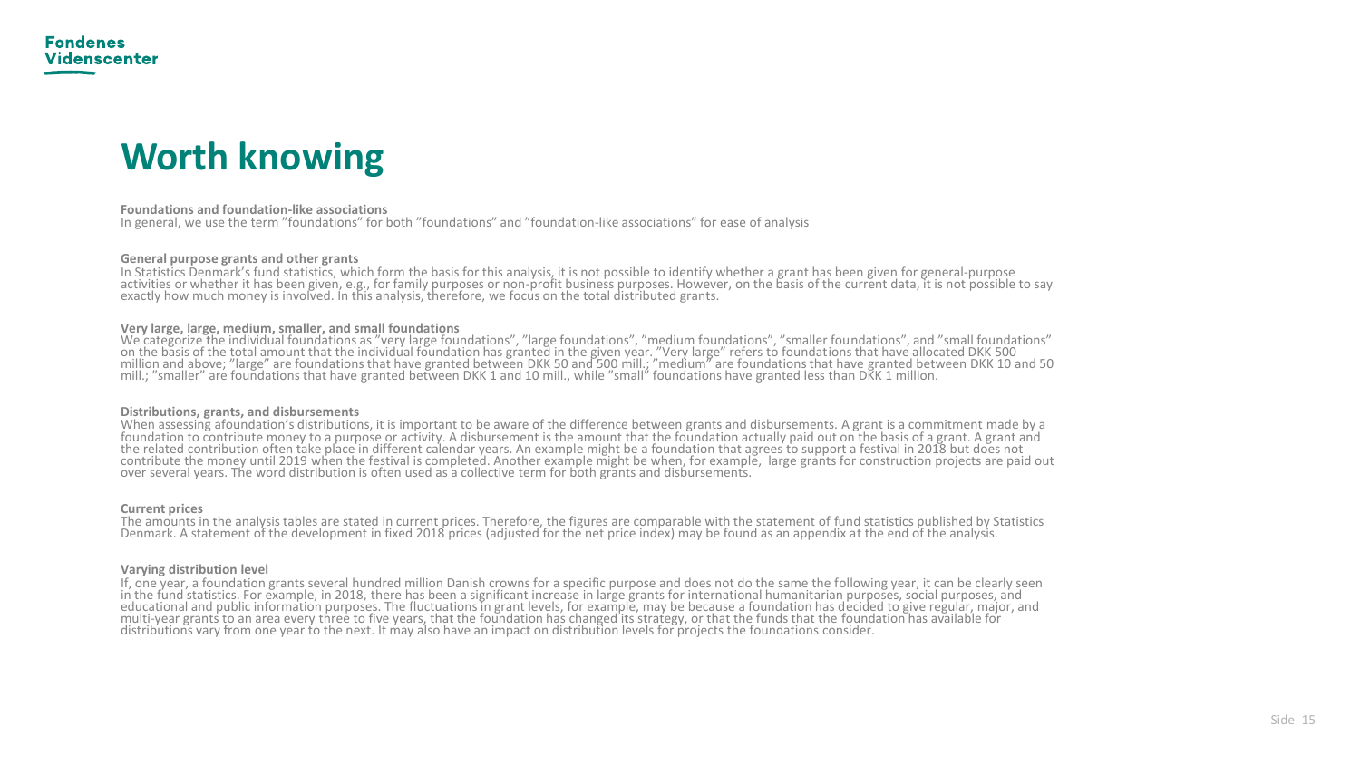# Worth knowing

**Foundations and foundation-like associations**
In general, we use the term "foundations" for both "foundations" and "foundation-like associations" for ease of analysis

**General purpose grants and other grants**
In Statistics Denmark's fund statistics, which form the basis for this analysis, it is not possible to identify whether a grant has been given for general-purpose activities or whether it has been given, e.g., for family purposes or non-profit business purposes. However, on the basis of the current data, it is not possible to say exactly how much money is involved. In this analysis, therefore, we focus on the total distributed grants.

**Very large, large, medium, smaller, and small foundations**
We categorize the individual foundations as "very large foundations", "large foundations", "medium foundations", "smaller foundations", and "small foundations" on the basis of the total amount that the individual foundation has granted in the given year. "Very large" refers to foundations that have allocated DKK 500 million and above; "large" are foundations that have granted between DKK 50 and 500 mill.; "medium" are foundations that have granted between DKK 10 and 50 mill.; "smaller" are foundations that have granted between DKK 1 and 10 mill., while "small" foundations have granted less than DKK 1 million.

**Distributions, grants, and disbursements**
When assessing afoundation's distributions, it is important to be aware of the difference between grants and disbursements. A grant is a commitment made by a foundation to contribute money to a purpose or activity. A disbursement is the amount that the foundation actually paid out on the basis of a grant. A grant and the related contribution often take place in different calendar years. An example might be a foundation that agrees to support a festival in 2018 but does not contribute the money until 2019 when the festival is completed. Another example might be when, for example, large grants for construction projects are paid out over several years. The word distribution is often used as a collective term for both grants and disbursements.

**Current prices**
The amounts in the analysis tables are stated in current prices. Therefore, the figures are comparable with the statement of fund statistics published by Statistics Denmark. A statement of the development in fixed 2018 prices (adjusted for the net price index) may be found as an appendix at the end of the analysis.

**Varying distribution level**
If, one year, a foundation grants several hundred million Danish crowns for a specific purpose and does not do the same the following year, it can be clearly seen in the fund statistics. For example, in 2018, there has been a significant increase in large grants for international humanitarian purposes, social purposes, and educational and public information purposes. The fluctuations in grant levels, for example, may be because a foundation has decided to give regular, major, and multi-year grants to an area every three to five years, that the foundation has changed its strategy, or that the funds that the foundation has available for distributions vary from one year to the next. It may also have an impact on distribution levels for projects the foundations consider.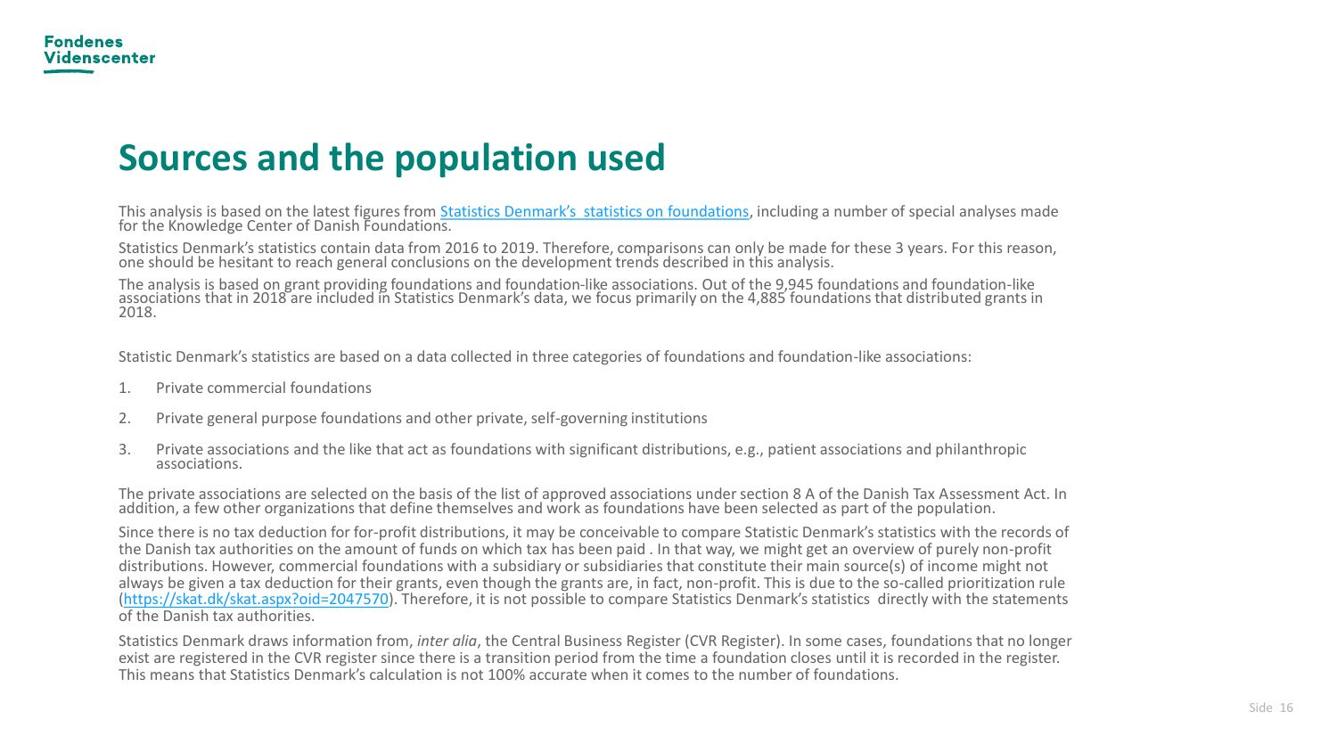# Sources and the population used

This analysis is based on the latest figures from [Statistics Denmark's statistics on foundations](), including a number of special analyses made for the Knowledge Center of Danish Foundations.

Statistics Denmark's statistics contain data from 2016 to 2019. Therefore, comparisons can only be made for these 3 years. For this reason, one should be hesitant to reach general conclusions on the development trends described in this analysis.

The analysis is based on grant providing foundations and foundation-like associations. Out of the 9,945 foundations and foundation-like associations that in 2018 are included in Statistics Denmark's data, we focus primarily on the 4,885 foundations that distributed grants in 2018.

Statistic Denmark's statistics are based on a data collected in three categories of foundations and foundation-like associations:

1. Private commercial foundations
2. Private general purpose foundations and other private, self-governing institutions
3. Private associations and the like that act as foundations with significant distributions, e.g., patient associations and philanthropic associations.

The private associations are selected on the basis of the list of approved associations under section 8 A of the Danish Tax Assessment Act. In addition, a few other organizations that define themselves and work as foundations have been selected as part of the population.

Since there is no tax deduction for for-profit distributions, it may be conceivable to compare Statistic Denmark's statistics with the records of the Danish tax authorities on the amount of funds on which tax has been paid . In that way, we might get an overview of purely non-profit distributions. However, commercial foundations with a subsidiary or subsidiaries that constitute their main source(s) of income might not always be given a tax deduction for their grants, even though the grants are, in fact, non-profit. This is due to the so-called prioritization rule (https://skat.dk/skat.aspx?oid=2047570). Therefore, it is not possible to compare Statistics Denmark's statistics directly with the statements of the Danish tax authorities.

Statistics Denmark draws information from, *inter alia*, the Central Business Register (CVR Register). In some cases, foundations that no longer exist are registered in the CVR register since there is a transition period from the time a foundation closes until it is recorded in the register. This means that Statistics Denmark's calculation is not 100% accurate when it comes to the number of foundations.